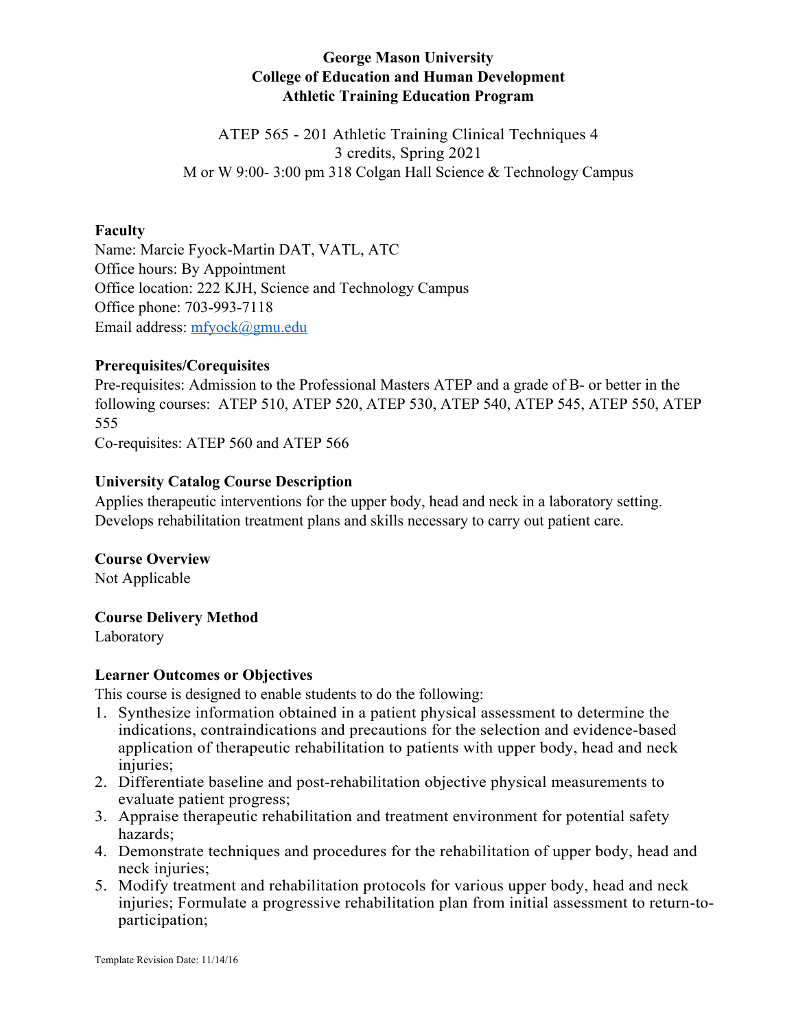**George Mason University**
**College of Education and Human Development**
**Athletic Training Education Program**

ATEP 565 - 201 Athletic Training Clinical Techniques 4
3 credits, Spring 2021
M or W 9:00- 3:00 pm 318 Colgan Hall Science & Technology Campus

## Faculty

Name: Marcie Fyock-Martin DAT, VATL, ATC
Office hours: By Appointment
Office location: 222 KJH, Science and Technology Campus
Office phone: 703-993-7118
Email address: mfyock@gmu.edu

## Prerequisites/Corequisites

Pre-requisites: Admission to the Professional Masters ATEP and a grade of B- or better in the following courses: ATEP 510, ATEP 520, ATEP 530, ATEP 540, ATEP 545, ATEP 550, ATEP 555
Co-requisites: ATEP 560 and ATEP 566

## University Catalog Course Description

Applies therapeutic interventions for the upper body, head and neck in a laboratory setting. Develops rehabilitation treatment plans and skills necessary to carry out patient care.

## Course Overview

Not Applicable

## Course Delivery Method

Laboratory

## Learner Outcomes or Objectives

This course is designed to enable students to do the following:

1. Synthesize information obtained in a patient physical assessment to determine the indications, contraindications and precautions for the selection and evidence-based application of therapeutic rehabilitation to patients with upper body, head and neck injuries;
2. Differentiate baseline and post-rehabilitation objective physical measurements to evaluate patient progress;
3. Appraise therapeutic rehabilitation and treatment environment for potential safety hazards;
4. Demonstrate techniques and procedures for the rehabilitation of upper body, head and neck injuries;
5. Modify treatment and rehabilitation protocols for various upper body, head and neck injuries; Formulate a progressive rehabilitation plan from initial assessment to return-to-participation;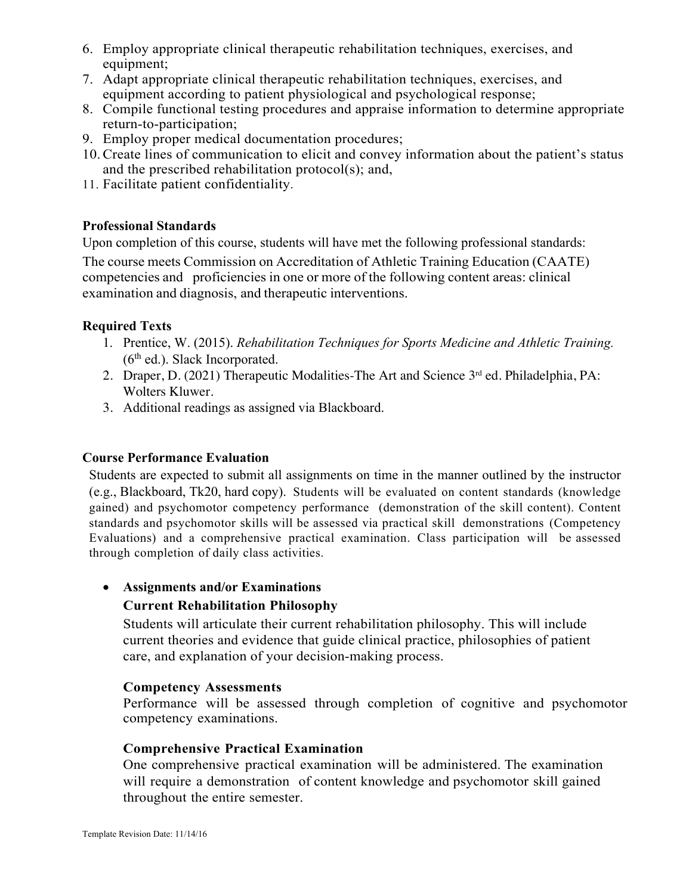6. Employ appropriate clinical therapeutic rehabilitation techniques, exercises, and equipment;
7. Adapt appropriate clinical therapeutic rehabilitation techniques, exercises, and equipment according to patient physiological and psychological response;
8. Compile functional testing procedures and appraise information to determine appropriate return-to-participation;
9. Employ proper medical documentation procedures;
10. Create lines of communication to elicit and convey information about the patient's status and the prescribed rehabilitation protocol(s); and,
11. Facilitate patient confidentiality.

**Professional Standards**

Upon completion of this course, students will have met the following professional standards:

The course meets Commission on Accreditation of Athletic Training Education (CAATE) competencies and proficiencies in one or more of the following content areas: clinical examination and diagnosis, and therapeutic interventions.

**Required Texts**

1. Prentice, W. (2015). *Rehabilitation Techniques for Sports Medicine and Athletic Training.* (6th ed.). Slack Incorporated.
2. Draper, D. (2021) Therapeutic Modalities-The Art and Science 3rd ed. Philadelphia, PA: Wolters Kluwer.
3. Additional readings as assigned via Blackboard.

**Course Performance Evaluation**

Students are expected to submit all assignments on time in the manner outlined by the instructor (e.g., Blackboard, Tk20, hard copy). Students will be evaluated on content standards (knowledge gained) and psychomotor competency performance (demonstration of the skill content). Content standards and psychomotor skills will be assessed via practical skill demonstrations (Competency Evaluations) and a comprehensive practical examination. Class participation will be assessed through completion of daily class activities.

- **Assignments and/or Examinations**

  **Current Rehabilitation Philosophy**

  Students will articulate their current rehabilitation philosophy. This will include current theories and evidence that guide clinical practice, philosophies of patient care, and explanation of your decision-making process.

  **Competency Assessments**

  Performance will be assessed through completion of cognitive and psychomotor competency examinations.

  **Comprehensive Practical Examination**

  One comprehensive practical examination will be administered. The examination will require a demonstration of content knowledge and psychomotor skill gained throughout the entire semester.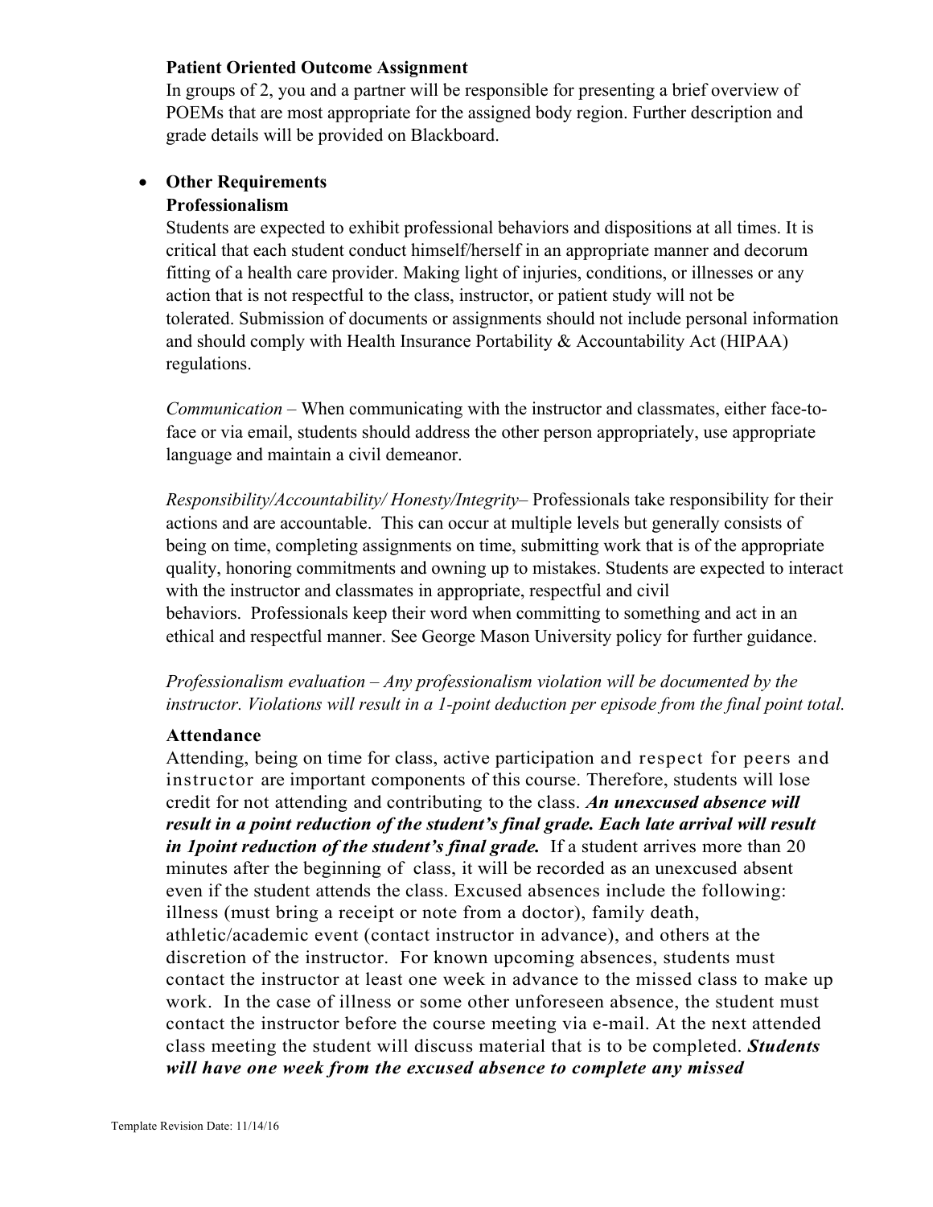**Patient Oriented Outcome Assignment**

In groups of 2, you and a partner will be responsible for presenting a brief overview of POEMs that are most appropriate for the assigned body region. Further description and grade details will be provided on Blackboard.

- **Other Requirements**

**Professionalism**

Students are expected to exhibit professional behaviors and dispositions at all times. It is critical that each student conduct himself/herself in an appropriate manner and decorum fitting of a health care provider. Making light of injuries, conditions, or illnesses or any action that is not respectful to the class, instructor, or patient study will not be tolerated. Submission of documents or assignments should not include personal information and should comply with Health Insurance Portability & Accountability Act (HIPAA) regulations.

*Communication* – When communicating with the instructor and classmates, either face-to-face or via email, students should address the other person appropriately, use appropriate language and maintain a civil demeanor.

*Responsibility/Accountability/ Honesty/Integrity*– Professionals take responsibility for their actions and are accountable. This can occur at multiple levels but generally consists of being on time, completing assignments on time, submitting work that is of the appropriate quality, honoring commitments and owning up to mistakes. Students are expected to interact with the instructor and classmates in appropriate, respectful and civil behaviors. Professionals keep their word when committing to something and act in an ethical and respectful manner. See George Mason University policy for further guidance.

*Professionalism evaluation – Any professionalism violation will be documented by the instructor. Violations will result in a 1-point deduction per episode from the final point total.*

**Attendance**

Attending, being on time for class, active participation and respect for peers and instructor are important components of this course. Therefore, students will lose credit for not attending and contributing to the class. ***An unexcused absence will result in a point reduction of the student's final grade. Each late arrival will result in 1point reduction of the student's final grade.*** If a student arrives more than 20 minutes after the beginning of class, it will be recorded as an unexcused absent even if the student attends the class. Excused absences include the following: illness (must bring a receipt or note from a doctor), family death, athletic/academic event (contact instructor in advance), and others at the discretion of the instructor. For known upcoming absences, students must contact the instructor at least one week in advance to the missed class to make up work. In the case of illness or some other unforeseen absence, the student must contact the instructor before the course meeting via e-mail. At the next attended class meeting the student will discuss material that is to be completed. ***Students will have one week from the excused absence to complete any missed***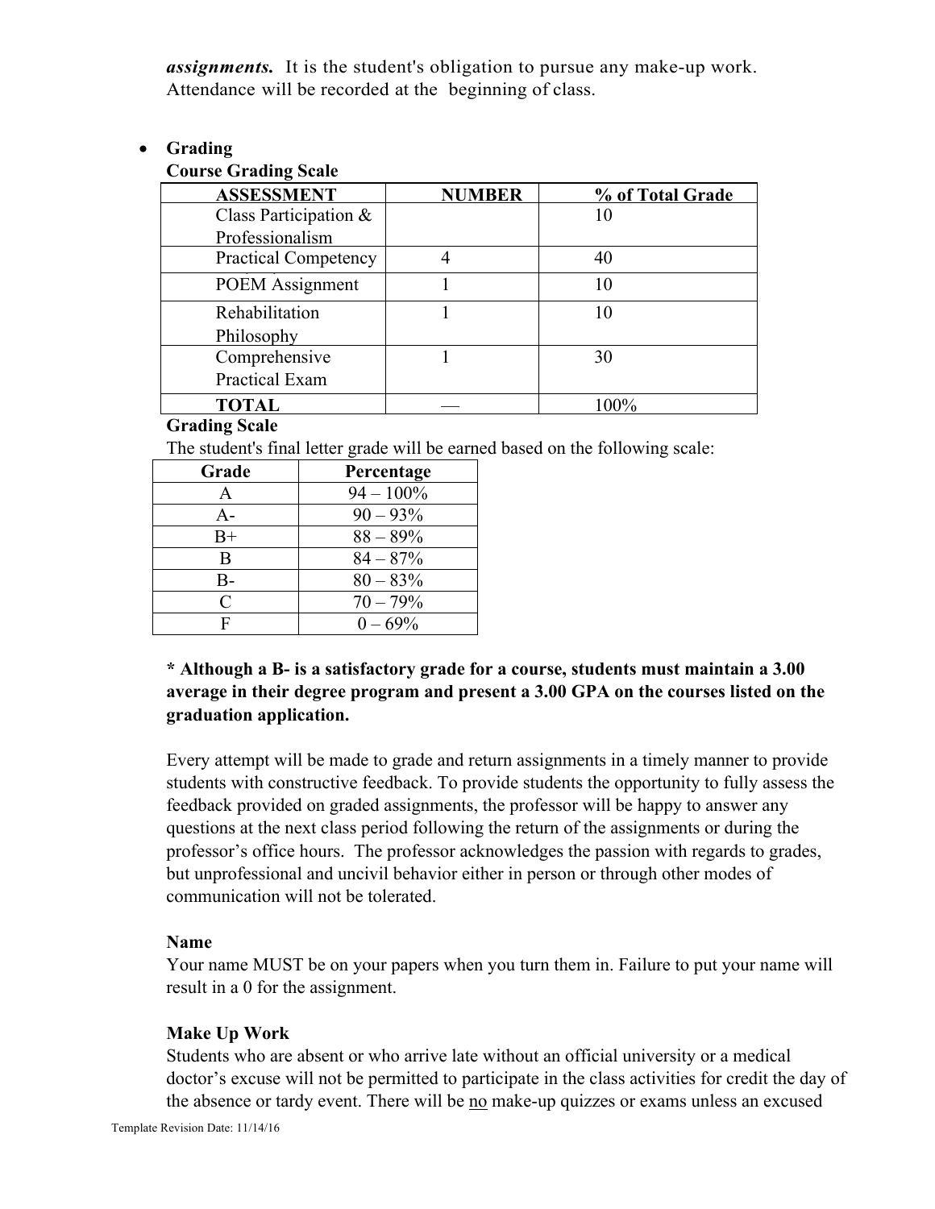***assignments.*** It is the student's obligation to pursue any make-up work. Attendance will be recorded at the beginning of class.

- **Grading**

**Course Grading Scale**

| ASSESSMENT | NUMBER | % of Total Grade |
|---|---|---|
| Class Participation & Professionalism | | 10 |
| Practical Competency | 4 | 40 |
| POEM Assignment | 1 | 10 |
| Rehabilitation Philosophy | 1 | 10 |
| Comprehensive Practical Exam | 1 | 30 |
| **TOTAL** | — | 100% |

**Grading Scale**

The student's final letter grade will be earned based on the following scale:

| Grade | Percentage |
|---|---|
| A | 94 – 100% |
| A- | 90 – 93% |
| B+ | 88 – 89% |
| B | 84 – 87% |
| B- | 80 – 83% |
| C | 70 – 79% |
| F | 0 – 69% |

**\* Although a B- is a satisfactory grade for a course, students must maintain a 3.00 average in their degree program and present a 3.00 GPA on the courses listed on the graduation application.**

Every attempt will be made to grade and return assignments in a timely manner to provide students with constructive feedback. To provide students the opportunity to fully assess the feedback provided on graded assignments, the professor will be happy to answer any questions at the next class period following the return of the assignments or during the professor's office hours. The professor acknowledges the passion with regards to grades, but unprofessional and uncivil behavior either in person or through other modes of communication will not be tolerated.

**Name**

Your name MUST be on your papers when you turn them in. Failure to put your name will result in a 0 for the assignment.

**Make Up Work**

Students who are absent or who arrive late without an official university or a medical doctor's excuse will not be permitted to participate in the class activities for credit the day of the absence or tardy event. There will be <u>no</u> make-up quizzes or exams unless an excused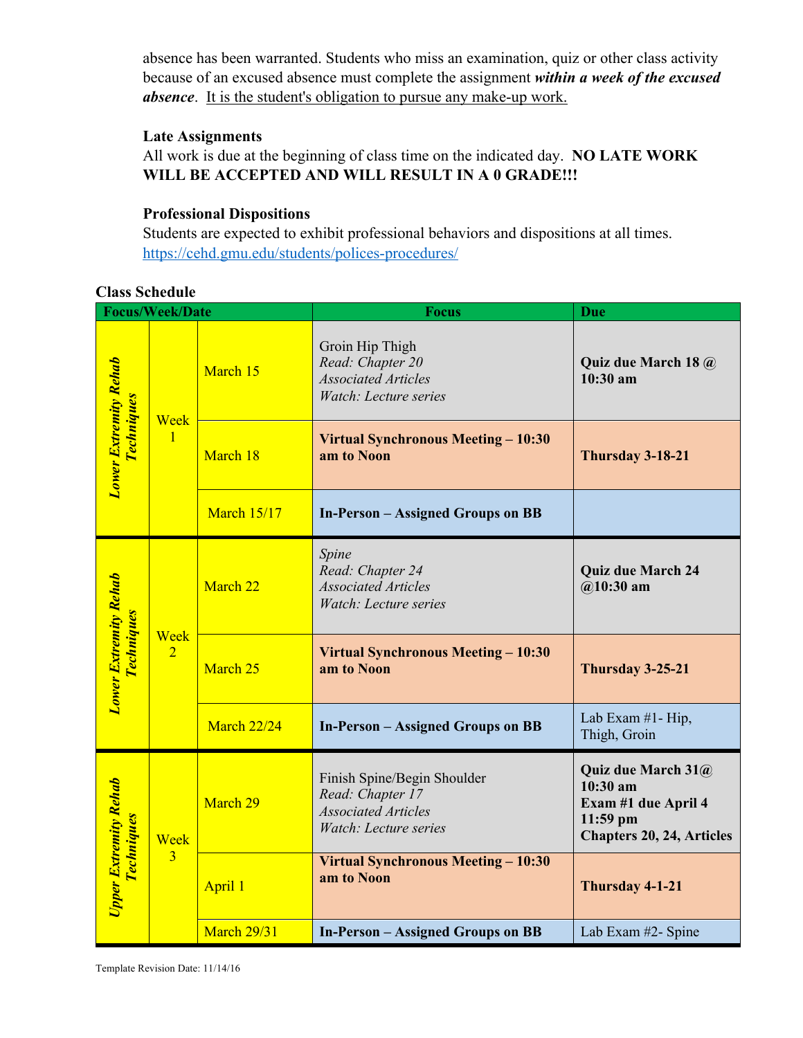absence has been warranted. Students who miss an examination, quiz or other class activity because of an excused absence must complete the assignment ***within a week of the excused absence***. It is the student's obligation to pursue any make-up work.

**Late Assignments**

All work is due at the beginning of class time on the indicated day. **NO LATE WORK WILL BE ACCEPTED AND WILL RESULT IN A 0 GRADE!!!**

**Professional Dispositions**

Students are expected to exhibit professional behaviors and dispositions at all times.
https://cehd.gmu.edu/students/polices-procedures/

**Class Schedule**

| Focus/Week/Date | | | Focus | Due |
|---|---|---|---|---|
| ***Lower Extremity Rehab Techniques*** | Week 1 | March 15 | Groin Hip Thigh<br>*Read: Chapter 20*<br>*Associated Articles*<br>*Watch: Lecture series* | **Quiz due March 18 @ 10:30 am** |
| | | March 18 | **Virtual Synchronous Meeting – 10:30 am to Noon** | **Thursday 3-18-21** |
| | | March 15/17 | **In-Person – Assigned Groups on BB** | |
| ***Lower Extremity Rehab Techniques*** | Week 2 | March 22 | *Spine*<br>*Read: Chapter 24*<br>*Associated Articles*<br>*Watch: Lecture series* | **Quiz due March 24 @10:30 am** |
| | | March 25 | **Virtual Synchronous Meeting – 10:30 am to Noon** | **Thursday 3-25-21** |
| | | March 22/24 | **In-Person – Assigned Groups on BB** | Lab Exam #1- Hip, Thigh, Groin |
| ***Upper Extremity Rehab Techniques*** | Week 3 | March 29 | Finish Spine/Begin Shoulder<br>*Read: Chapter 17*<br>*Associated Articles*<br>*Watch: Lecture series* | **Quiz due March 31@ 10:30 am**<br>**Exam #1 due April 4 11:59 pm**<br>**Chapters 20, 24, Articles** |
| | | April 1 | **Virtual Synchronous Meeting – 10:30 am to Noon** | **Thursday 4-1-21** |
| | | March 29/31 | **In-Person – Assigned Groups on BB** | Lab Exam #2- Spine |

Template Revision Date: 11/14/16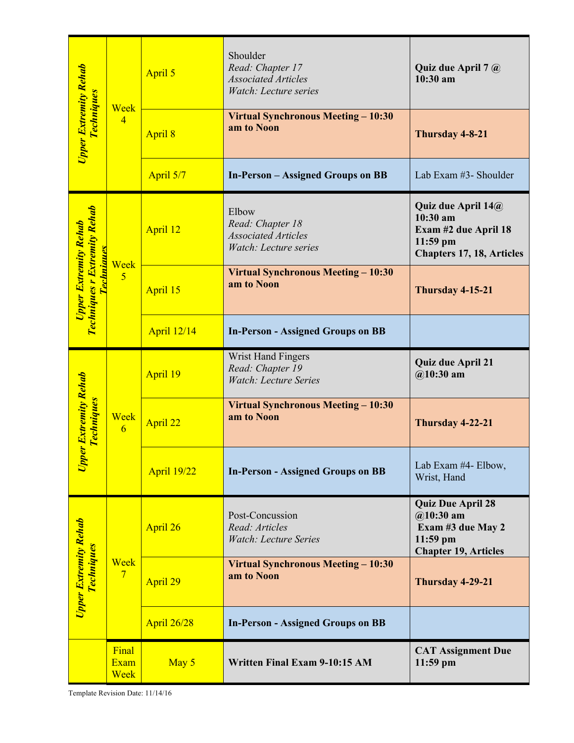| | | | | |
|---|---|---|---|---|
| ***Upper Extremity Rehab Techniques*** | Week 4 | April 5 | Shoulder<br>*Read: Chapter 17*<br>*Associated Articles*<br>*Watch: Lecture series* | **Quiz due April 7 @ 10:30 am** |
| | | April 8 | **Virtual Synchronous Meeting – 10:30 am to Noon** | **Thursday 4-8-21** |
| | | April 5/7 | **In-Person – Assigned Groups on BB** | Lab Exam #3- Shoulder |
| ***Upper Extremity Rehab Techniques r Extremity Rehab Techniques*** | Week 5 | April 12 | Elbow<br>*Read: Chapter 18*<br>*Associated Articles*<br>*Watch: Lecture series* | **Quiz due April 14@ 10:30 am**<br>**Exam #2 due April 18 11:59 pm**<br>**Chapters 17, 18, Articles** |
| | | April 15 | **Virtual Synchronous Meeting – 10:30 am to Noon** | **Thursday 4-15-21** |
| | | April 12/14 | **In-Person - Assigned Groups on BB** | |
| ***Upper Extremity Rehab Techniques*** | Week 6 | April 19 | Wrist Hand Fingers<br>*Read: Chapter 19*<br>*Watch: Lecture Series* | **Quiz due April 21 @10:30 am** |
| | | April 22 | **Virtual Synchronous Meeting – 10:30 am to Noon** | **Thursday 4-22-21** |
| | | April 19/22 | **In-Person - Assigned Groups on BB** | Lab Exam #4- Elbow, Wrist, Hand |
| ***Upper Extremity Rehab Techniques*** | Week 7 | April 26 | Post-Concussion<br>*Read: Articles*<br>*Watch: Lecture Series* | **Quiz Due April 28 @10:30 am**<br>**Exam #3 due May 2 11:59 pm**<br>**Chapter 19, Articles** |
| | | April 29 | **Virtual Synchronous Meeting – 10:30 am to Noon** | **Thursday 4-29-21** |
| | | April 26/28 | **In-Person - Assigned Groups on BB** | |
| | Final Exam Week | May 5 | **Written Final Exam 9-10:15 AM** | **CAT Assignment Due 11:59 pm** |

Template Revision Date: 11/14/16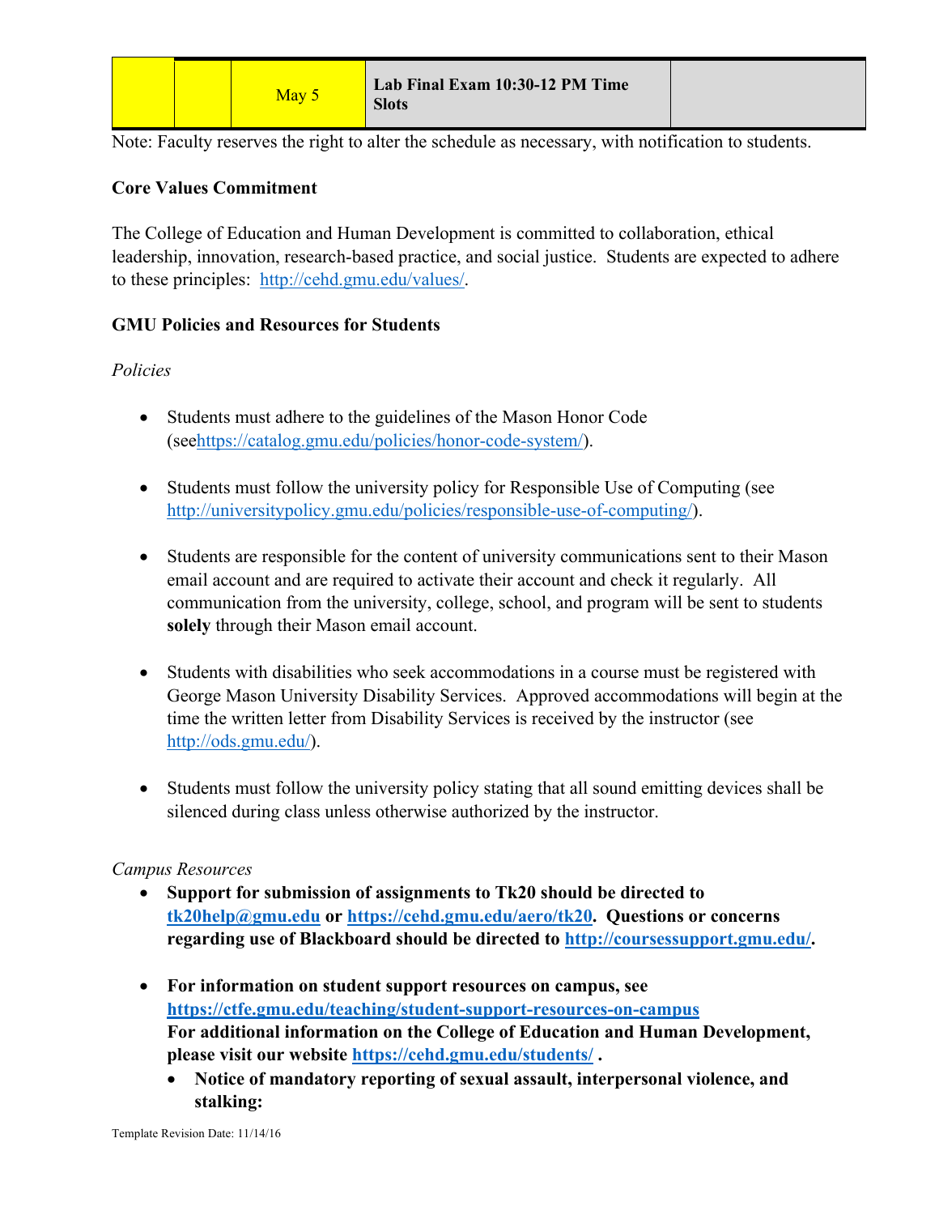|  |  | May 5 | Lab Final Exam 10:30-12 PM Time Slots |  |
|---|---|---|---|---|

Note: Faculty reserves the right to alter the schedule as necessary, with notification to students.

**Core Values Commitment**

The College of Education and Human Development is committed to collaboration, ethical leadership, innovation, research-based practice, and social justice. Students are expected to adhere to these principles: http://cehd.gmu.edu/values/.

**GMU Policies and Resources for Students**

*Policies*

- Students must adhere to the guidelines of the Mason Honor Code (seehttps://catalog.gmu.edu/policies/honor-code-system/).

- Students must follow the university policy for Responsible Use of Computing (see http://universitypolicy.gmu.edu/policies/responsible-use-of-computing/).

- Students are responsible for the content of university communications sent to their Mason email account and are required to activate their account and check it regularly. All communication from the university, college, school, and program will be sent to students **solely** through their Mason email account.

- Students with disabilities who seek accommodations in a course must be registered with George Mason University Disability Services. Approved accommodations will begin at the time the written letter from Disability Services is received by the instructor (see http://ods.gmu.edu/).

- Students must follow the university policy stating that all sound emitting devices shall be silenced during class unless otherwise authorized by the instructor.

*Campus Resources*

- **Support for submission of assignments to Tk20 should be directed to tk20help@gmu.edu or https://cehd.gmu.edu/aero/tk20. Questions or concerns regarding use of Blackboard should be directed to http://coursessupport.gmu.edu/.**

- **For information on student support resources on campus, see https://ctfe.gmu.edu/teaching/student-support-resources-on-campus**
  **For additional information on the College of Education and Human Development, please visit our website https://cehd.gmu.edu/students/ .**
  - **Notice of mandatory reporting of sexual assault, interpersonal violence, and stalking:**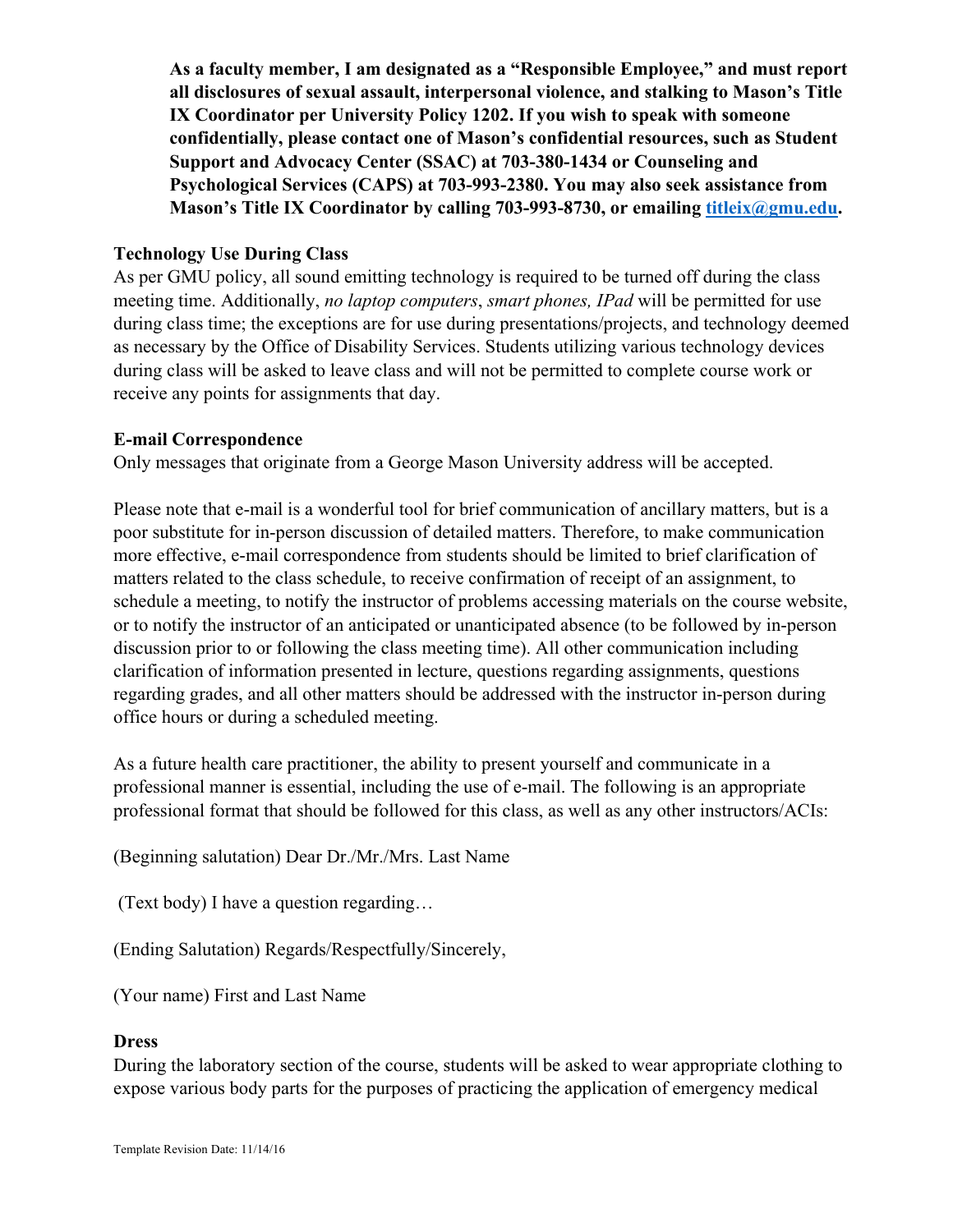**As a faculty member, I am designated as a "Responsible Employee," and must report all disclosures of sexual assault, interpersonal violence, and stalking to Mason's Title IX Coordinator per University Policy 1202. If you wish to speak with someone confidentially, please contact one of Mason's confidential resources, such as Student Support and Advocacy Center (SSAC) at 703-380-1434 or Counseling and Psychological Services (CAPS) at 703-993-2380. You may also seek assistance from Mason's Title IX Coordinator by calling 703-993-8730, or emailing titleix@gmu.edu.**

**Technology Use During Class**

As per GMU policy, all sound emitting technology is required to be turned off during the class meeting time. Additionally, *no laptop computers*, *smart phones, IPad* will be permitted for use during class time; the exceptions are for use during presentations/projects, and technology deemed as necessary by the Office of Disability Services. Students utilizing various technology devices during class will be asked to leave class and will not be permitted to complete course work or receive any points for assignments that day.

**E-mail Correspondence**

Only messages that originate from a George Mason University address will be accepted.

Please note that e-mail is a wonderful tool for brief communication of ancillary matters, but is a poor substitute for in-person discussion of detailed matters. Therefore, to make communication more effective, e-mail correspondence from students should be limited to brief clarification of matters related to the class schedule, to receive confirmation of receipt of an assignment, to schedule a meeting, to notify the instructor of problems accessing materials on the course website, or to notify the instructor of an anticipated or unanticipated absence (to be followed by in-person discussion prior to or following the class meeting time). All other communication including clarification of information presented in lecture, questions regarding assignments, questions regarding grades, and all other matters should be addressed with the instructor in-person during office hours or during a scheduled meeting.

As a future health care practitioner, the ability to present yourself and communicate in a professional manner is essential, including the use of e-mail. The following is an appropriate professional format that should be followed for this class, as well as any other instructors/ACIs:

(Beginning salutation) Dear Dr./Mr./Mrs. Last Name

(Text body) I have a question regarding…

(Ending Salutation) Regards/Respectfully/Sincerely,

(Your name) First and Last Name

**Dress**

During the laboratory section of the course, students will be asked to wear appropriate clothing to expose various body parts for the purposes of practicing the application of emergency medical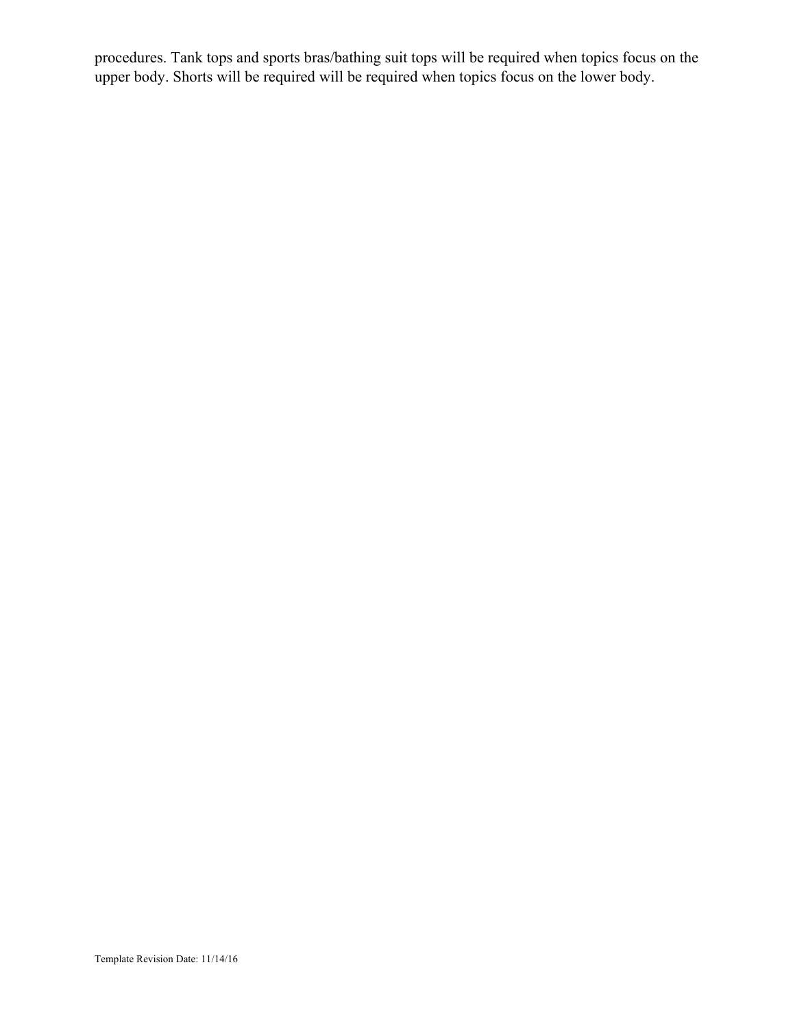procedures. Tank tops and sports bras/bathing suit tops will be required when topics focus on the upper body. Shorts will be required will be required when topics focus on the lower body.

Template Revision Date: 11/14/16